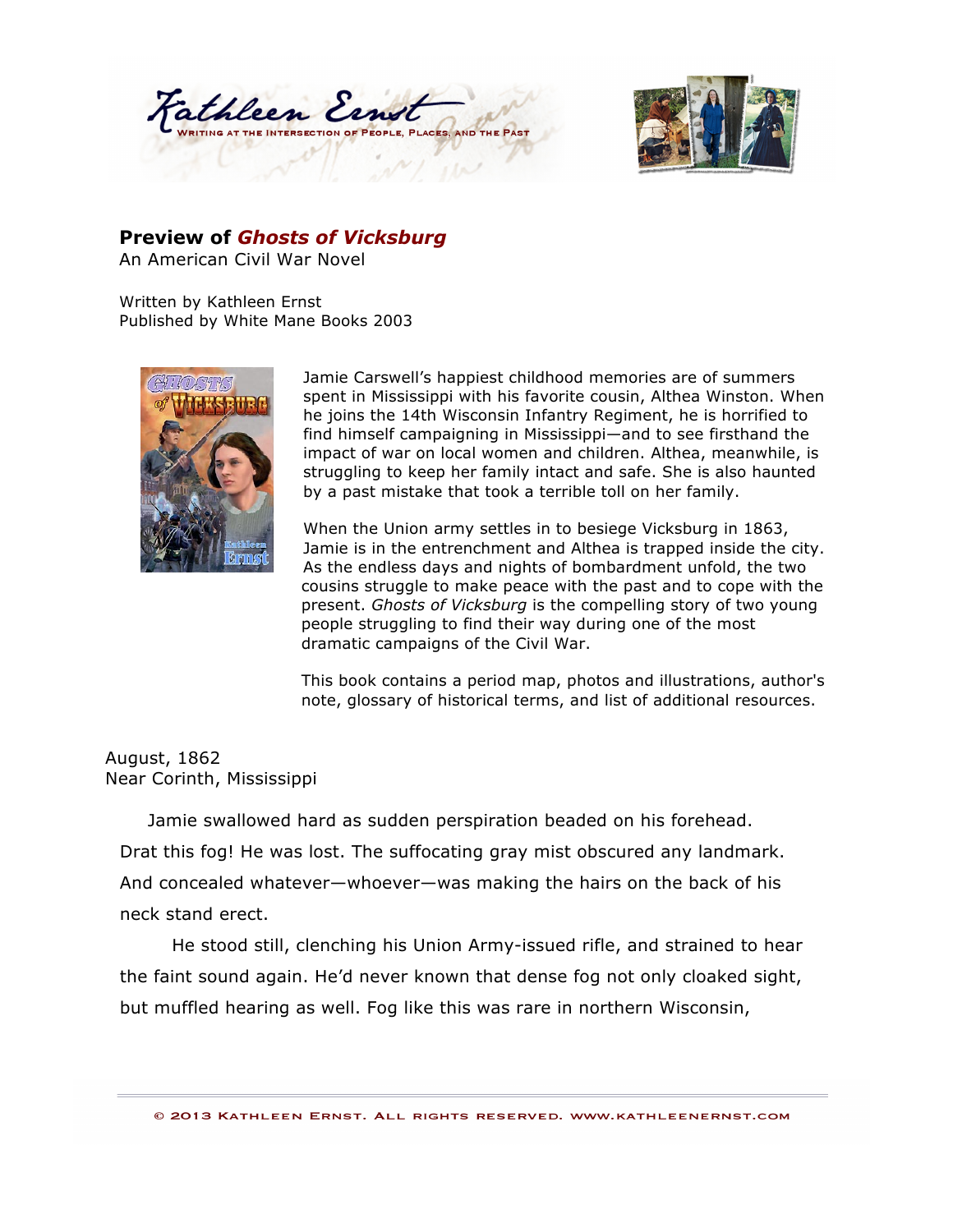Kathleen Ernst
WRITING AT THE INTERSECTION OF PEOPLE, PLACES, AND THE PAST

**Preview of *Ghosts of Vicksburg***
An American Civil War Novel

Written by Kathleen Ernst
Published by White Mane Books 2003

Jamie Carswell's happiest childhood memories are of summers spent in Mississippi with his favorite cousin, Althea Winston. When he joins the 14th Wisconsin Infantry Regiment, he is horrified to find himself campaigning in Mississippi—and to see firsthand the impact of war on local women and children. Althea, meanwhile, is struggling to keep her family intact and safe. She is also haunted by a past mistake that took a terrible toll on her family.

When the Union army settles in to besiege Vicksburg in 1863, Jamie is in the entrenchment and Althea is trapped inside the city. As the endless days and nights of bombardment unfold, the two cousins struggle to make peace with the past and to cope with the present. *Ghosts of Vicksburg* is the compelling story of two young people struggling to find their way during one of the most dramatic campaigns of the Civil War.

This book contains a period map, photos and illustrations, author's note, glossary of historical terms, and list of additional resources.

August, 1862
Near Corinth, Mississippi

Jamie swallowed hard as sudden perspiration beaded on his forehead. Drat this fog! He was lost. The suffocating gray mist obscured any landmark. And concealed whatever—whoever—was making the hairs on the back of his neck stand erect.

He stood still, clenching his Union Army-issued rifle, and strained to hear the faint sound again. He'd never known that dense fog not only cloaked sight, but muffled hearing as well. Fog like this was rare in northern Wisconsin,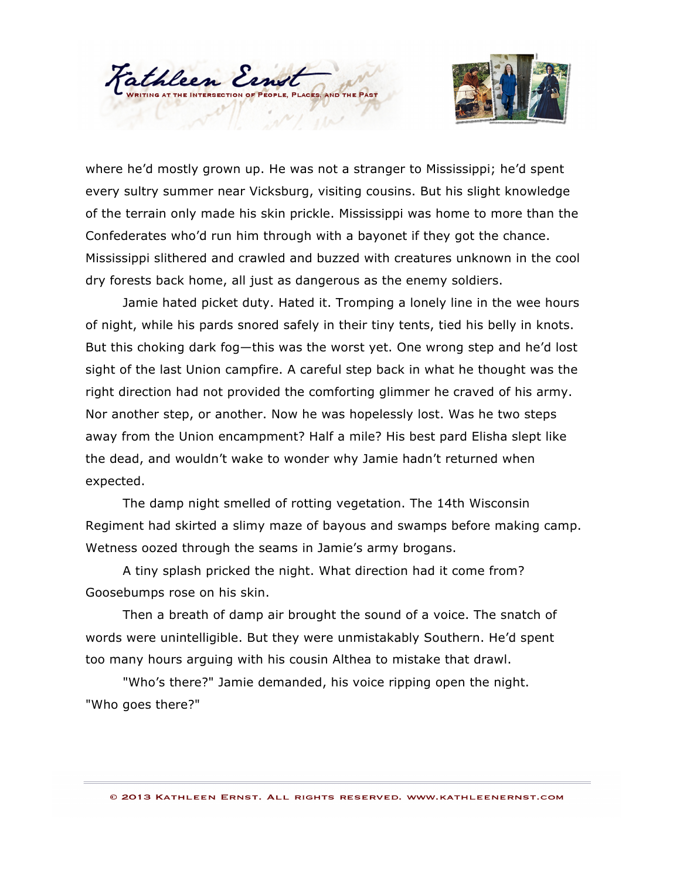where he'd mostly grown up. He was not a stranger to Mississippi; he'd spent every sultry summer near Vicksburg, visiting cousins. But his slight knowledge of the terrain only made his skin prickle. Mississippi was home to more than the Confederates who'd run him through with a bayonet if they got the chance. Mississippi slithered and crawled and buzzed with creatures unknown in the cool dry forests back home, all just as dangerous as the enemy soldiers.

Jamie hated picket duty. Hated it. Tromping a lonely line in the wee hours of night, while his pards snored safely in their tiny tents, tied his belly in knots. But this choking dark fog—this was the worst yet. One wrong step and he'd lost sight of the last Union campfire. A careful step back in what he thought was the right direction had not provided the comforting glimmer he craved of his army. Nor another step, or another. Now he was hopelessly lost. Was he two steps away from the Union encampment? Half a mile? His best pard Elisha slept like the dead, and wouldn't wake to wonder why Jamie hadn't returned when expected.

The damp night smelled of rotting vegetation. The 14th Wisconsin Regiment had skirted a slimy maze of bayous and swamps before making camp. Wetness oozed through the seams in Jamie's army brogans.

A tiny splash pricked the night. What direction had it come from? Goosebumps rose on his skin.

Then a breath of damp air brought the sound of a voice. The snatch of words were unintelligible. But they were unmistakably Southern. He'd spent too many hours arguing with his cousin Althea to mistake that drawl.

"Who's there?" Jamie demanded, his voice ripping open the night. "Who goes there?"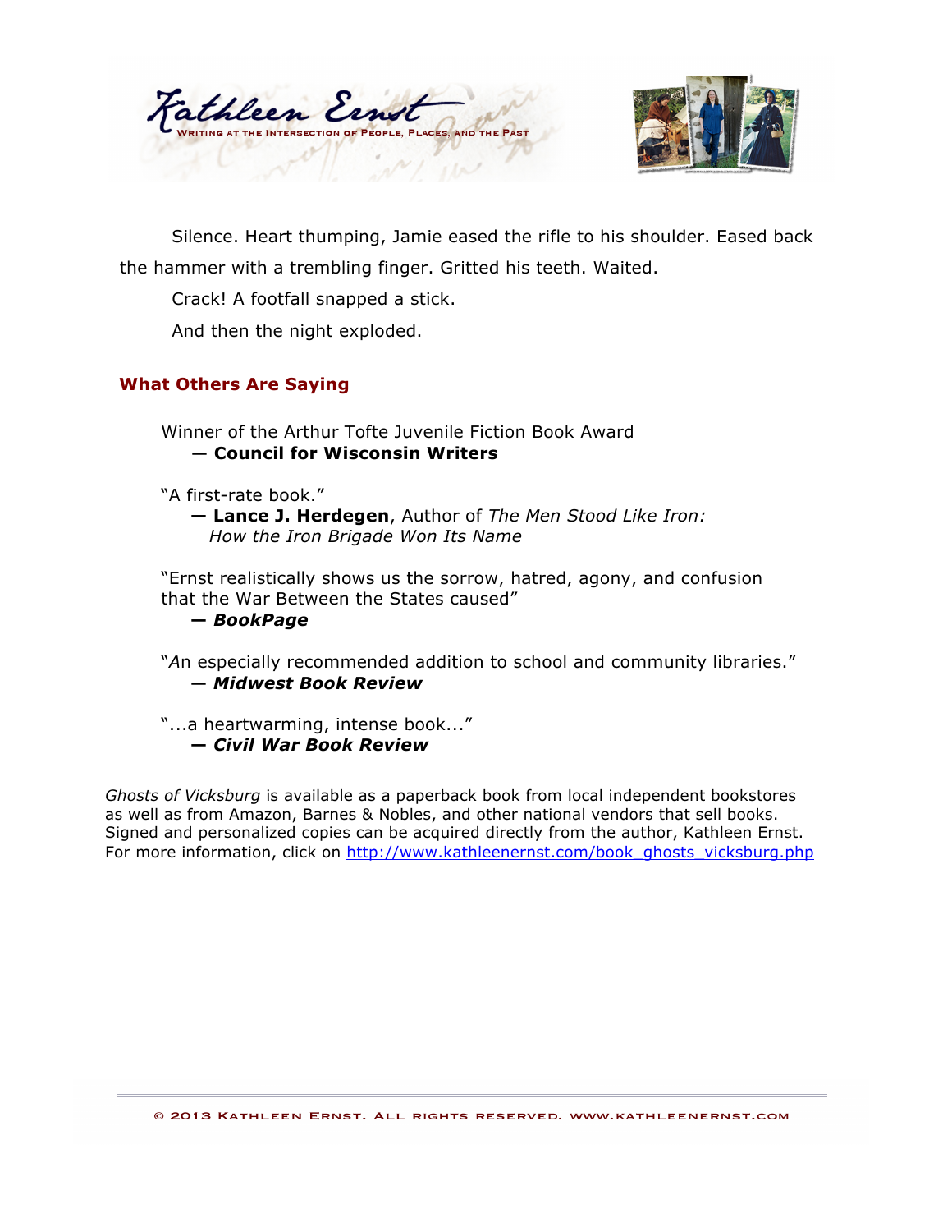Silence. Heart thumping, Jamie eased the rifle to his shoulder. Eased back the hammer with a trembling finger. Gritted his teeth. Waited.

Crack! A footfall snapped a stick.

And then the night exploded.

## What Others Are Saying

Winner of the Arthur Tofte Juvenile Fiction Book Award
**— Council for Wisconsin Writers**

"A first-rate book."
**— Lance J. Herdegen**, Author of *The Men Stood Like Iron: How the Iron Brigade Won Its Name*

"Ernst realistically shows us the sorrow, hatred, agony, and confusion that the War Between the States caused"
***— BookPage***

"*A*n especially recommended addition to school and community libraries."
***— Midwest Book Review***

"...a heartwarming, intense book..."
***— Civil War Book Review***

*Ghosts of Vicksburg* is available as a paperback book from local independent bookstores as well as from Amazon, Barnes & Nobles, and other national vendors that sell books. Signed and personalized copies can be acquired directly from the author, Kathleen Ernst. For more information, click on http://www.kathleenernst.com/book_ghosts_vicksburg.php